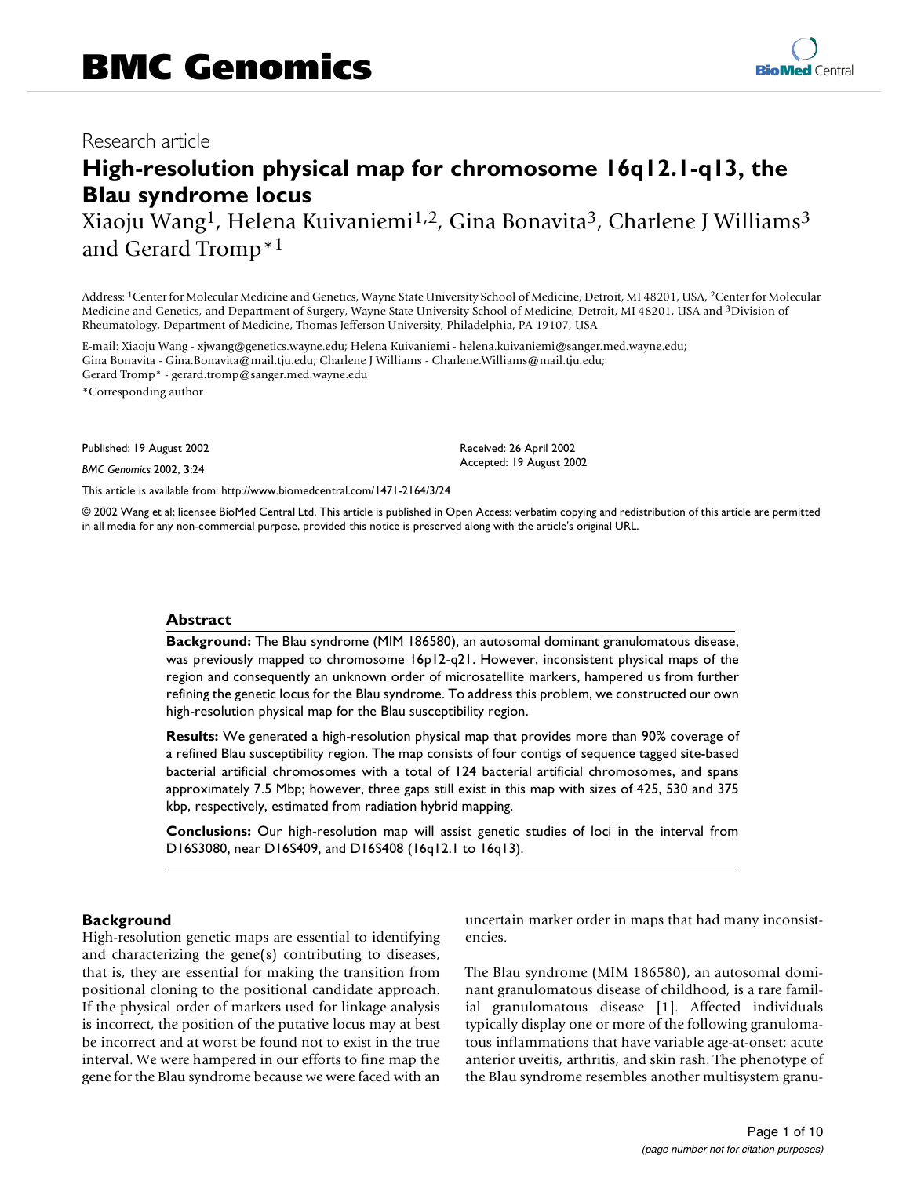BMC Genomics

Research article

# High-resolution physical map for chromosome 16q12.1-q13, the Blau syndrome locus

Xiaoju Wang[1], Helena Kuivaniemi[1,2], Gina Bonavita[3], Charlene J Williams[3] and Gerard Tromp*[1]

Address: [1]Center for Molecular Medicine and Genetics, Wayne State University School of Medicine, Detroit, MI 48201, USA, [2]Center for Molecular Medicine and Genetics, and Department of Surgery, Wayne State University School of Medicine, Detroit, MI 48201, USA and [3]Division of Rheumatology, Department of Medicine, Thomas Jefferson University, Philadelphia, PA 19107, USA

E-mail: Xiaoju Wang - xjwang@genetics.wayne.edu; Helena Kuivaniemi - helena.kuivaniemi@sanger.med.wayne.edu; Gina Bonavita - Gina.Bonavita@mail.tju.edu; Charlene J Williams - Charlene.Williams@mail.tju.edu; Gerard Tromp* - gerard.tromp@sanger.med.wayne.edu

*Corresponding author

Published: 19 August 2002

*BMC Genomics* 2002, **3**:24

Received: 26 April 2002

Accepted: 19 August 2002

This article is available from: http://www.biomedcentral.com/1471-2164/3/24

© 2002 Wang et al; licensee BioMed Central Ltd. This article is published in Open Access: verbatim copying and redistribution of this article are permitted in all media for any non-commercial purpose, provided this notice is preserved along with the article's original URL.

## Abstract

**Background:** The Blau syndrome (MIM 186580), an autosomal dominant granulomatous disease, was previously mapped to chromosome 16p12-q21. However, inconsistent physical maps of the region and consequently an unknown order of microsatellite markers, hampered us from further refining the genetic locus for the Blau syndrome. To address this problem, we constructed our own high-resolution physical map for the Blau susceptibility region.

**Results:** We generated a high-resolution physical map that provides more than 90% coverage of a refined Blau susceptibility region. The map consists of four contigs of sequence tagged site-based bacterial artificial chromosomes with a total of 124 bacterial artificial chromosomes, and spans approximately 7.5 Mbp; however, three gaps still exist in this map with sizes of 425, 530 and 375 kbp, respectively, estimated from radiation hybrid mapping.

**Conclusions:** Our high-resolution map will assist genetic studies of loci in the interval from D16S3080, near D16S409, and D16S408 (16q12.1 to 16q13).

## Background

High-resolution genetic maps are essential to identifying and characterizing the gene(s) contributing to diseases, that is, they are essential for making the transition from positional cloning to the positional candidate approach. If the physical order of markers used for linkage analysis is incorrect, the position of the putative locus may at best be incorrect and at worst be found not to exist in the true interval. We were hampered in our efforts to fine map the gene for the Blau syndrome because we were faced with an uncertain marker order in maps that had many inconsistencies.

The Blau syndrome (MIM 186580), an autosomal dominant granulomatous disease of childhood, is a rare familial granulomatous disease [1]. Affected individuals typically display one or more of the following granulomatous inflammations that have variable age-at-onset: acute anterior uveitis, arthritis, and skin rash. The phenotype of the Blau syndrome resembles another multisystem granu-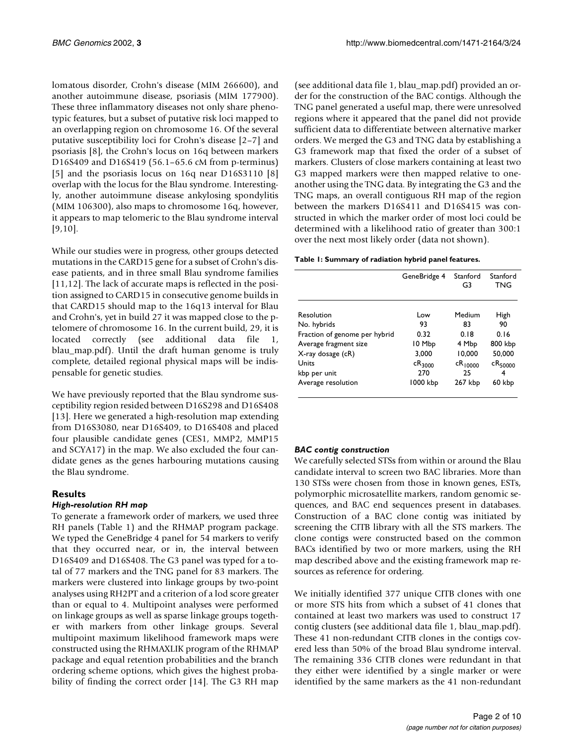lomatous disorder, Crohn's disease (MIM 266600), and another autoimmune disease, psoriasis (MIM 177900). These three inflammatory diseases not only share phenotypic features, but a subset of putative risk loci mapped to an overlapping region on chromosome 16. Of the several putative susceptibility loci for Crohn's disease [2–7] and psoriasis [8], the Crohn's locus on 16q between markers D16S409 and D16S419 (56.1–65.6 cM from p-terminus) [5] and the psoriasis locus on 16q near D16S3110 [8] overlap with the locus for the Blau syndrome. Interestingly, another autoimmune disease ankylosing spondylitis (MIM 106300), also maps to chromosome 16q, however, it appears to map telomeric to the Blau syndrome interval [9,10].

While our studies were in progress, other groups detected mutations in the CARD15 gene for a subset of Crohn's disease patients, and in three small Blau syndrome families [11,12]. The lack of accurate maps is reflected in the position assigned to CARD15 in consecutive genome builds in that CARD15 should map to the 16q13 interval for Blau and Crohn's, yet in build 27 it was mapped close to the p-telomere of chromosome 16. In the current build, 29, it is located correctly (see additional data file 1, blau_map.pdf). Until the draft human genome is truly complete, detailed regional physical maps will be indispensable for genetic studies.

We have previously reported that the Blau syndrome susceptibility region resided between D16S298 and D16S408 [13]. Here we generated a high-resolution map extending from D16S3080, near D16S409, to D16S408 and placed four plausible candidate genes (CES1, MMP2, MMP15 and SCYA17) in the map. We also excluded the four candidate genes as the genes harbouring mutations causing the Blau syndrome.

## Results

### *High-resolution RH map*

To generate a framework order of markers, we used three RH panels (Table 1) and the RHMAP program package. We typed the GeneBridge 4 panel for 54 markers to verify that they occurred near, or in, the interval between D16S409 and D16S408. The G3 panel was typed for a total of 77 markers and the TNG panel for 83 markers. The markers were clustered into linkage groups by two-point analyses using RH2PT and a criterion of a lod score greater than or equal to 4. Multipoint analyses were performed on linkage groups as well as sparse linkage groups together with markers from other linkage groups. Several multipoint maximum likelihood framework maps were constructed using the RHMAXLIK program of the RHMAP package and equal retention probabilities and the branch ordering scheme options, which gives the highest probability of finding the correct order [14]. The G3 RH map (see additional data file 1, blau_map.pdf) provided an order for the construction of the BAC contigs. Although the TNG panel generated a useful map, there were unresolved regions where it appeared that the panel did not provide sufficient data to differentiate between alternative marker orders. We merged the G3 and TNG data by establishing a G3 framework map that fixed the order of a subset of markers. Clusters of close markers containing at least two G3 mapped markers were then mapped relative to one-another using the TNG data. By integrating the G3 and the TNG maps, an overall contiguous RH map of the region between the markers D16S411 and D16S415 was constructed in which the marker order of most loci could be determined with a likelihood ratio of greater than 300:1 over the next most likely order (data not shown).

**Table 1: Summary of radiation hybrid panel features.**

| | GeneBridge 4 | Stanford G3 | Stanford TNG |
|---|---|---|---|
| Resolution | Low | Medium | High |
| No. hybrids | 93 | 83 | 90 |
| Fraction of genome per hybrid | 0.32 | 0.18 | 0.16 |
| Average fragment size | 10 Mbp | 4 Mbp | 800 kbp |
| X-ray dosage (cR) | 3,000 | 10,000 | 50,000 |
| Units | $cR_{3000}$ | $cR_{10000}$ | $cR_{50000}$ |
| kbp per unit | 270 | 25 | 4 |
| Average resolution | 1000 kbp | 267 kbp | 60 kbp |

### *BAC contig construction*

We carefully selected STSs from within or around the Blau candidate interval to screen two BAC libraries. More than 130 STSs were chosen from those in known genes, ESTs, polymorphic microsatellite markers, random genomic sequences, and BAC end sequences present in databases. Construction of a BAC clone contig was initiated by screening the CITB library with all the STS markers. The clone contigs were constructed based on the common BACs identified by two or more markers, using the RH map described above and the existing framework map resources as reference for ordering.

We initially identified 377 unique CITB clones with one or more STS hits from which a subset of 41 clones that contained at least two markers was used to construct 17 contig clusters (see additional data file 1, blau_map.pdf). These 41 non-redundant CITB clones in the contigs covered less than 50% of the broad Blau syndrome interval. The remaining 336 CITB clones were redundant in that they either were identified by a single marker or were identified by the same markers as the 41 non-redundant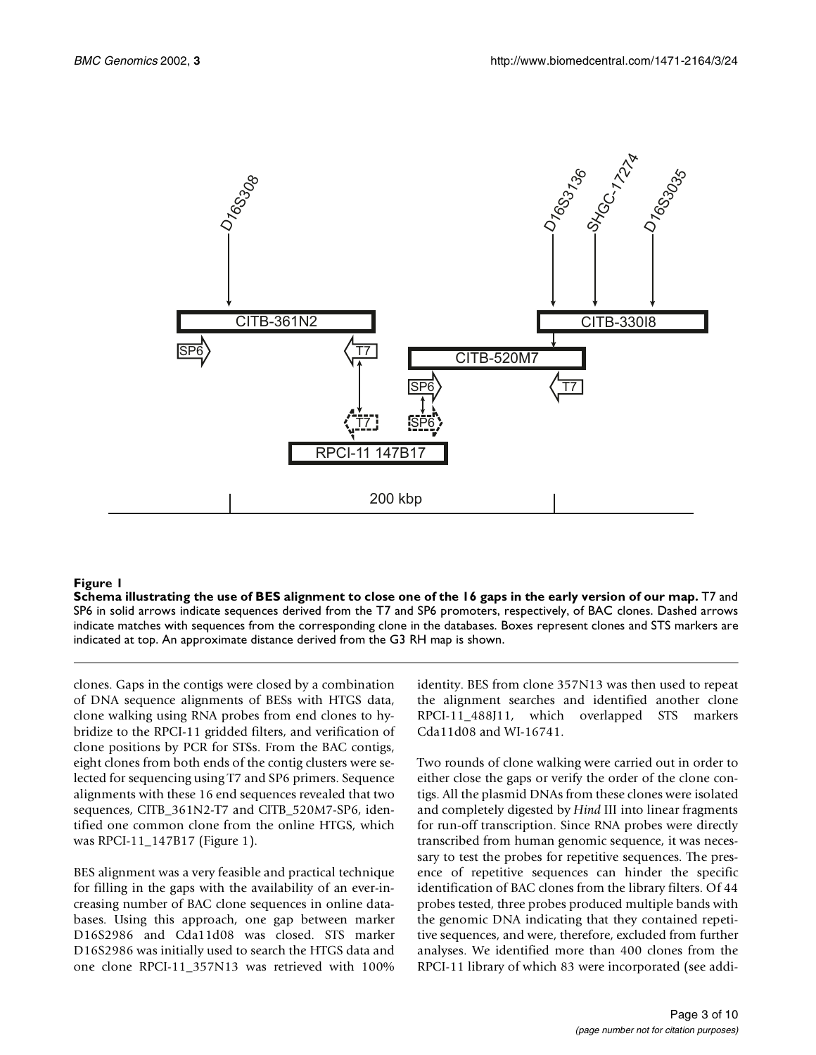**Figure 1**

**Schema illustrating the use of BES alignment to close one of the 16 gaps in the early version of our map.** T7 and SP6 in solid arrows indicate sequences derived from the T7 and SP6 promoters, respectively, of BAC clones. Dashed arrows indicate matches with sequences from the corresponding clone in the databases. Boxes represent clones and STS markers are indicated at top. An approximate distance derived from the G3 RH map is shown.

clones. Gaps in the contigs were closed by a combination of DNA sequence alignments of BESs with HTGS data, clone walking using RNA probes from end clones to hybridize to the RPCI-11 gridded filters, and verification of clone positions by PCR for STSs. From the BAC contigs, eight clones from both ends of the contig clusters were selected for sequencing using T7 and SP6 primers. Sequence alignments with these 16 end sequences revealed that two sequences, CITB_361N2-T7 and CITB_520M7-SP6, identified one common clone from the online HTGS, which was RPCI-11_147B17 (Figure 1).

BES alignment was a very feasible and practical technique for filling in the gaps with the availability of an ever-increasing number of BAC clone sequences in online databases. Using this approach, one gap between marker D16S2986 and Cda11d08 was closed. STS marker D16S2986 was initially used to search the HTGS data and one clone RPCI-11_357N13 was retrieved with 100% identity. BES from clone 357N13 was then used to repeat the alignment searches and identified another clone RPCI-11_488J11, which overlapped STS markers Cda11d08 and WI-16741.

Two rounds of clone walking were carried out in order to either close the gaps or verify the order of the clone contigs. All the plasmid DNAs from these clones were isolated and completely digested by *Hind* III into linear fragments for run-off transcription. Since RNA probes were directly transcribed from human genomic sequence, it was necessary to test the probes for repetitive sequences. The presence of repetitive sequences can hinder the specific identification of BAC clones from the library filters. Of 44 probes tested, three probes produced multiple bands with the genomic DNA indicating that they contained repetitive sequences, and were, therefore, excluded from further analyses. We identified more than 400 clones from the RPCI-11 library of which 83 were incorporated (see addi-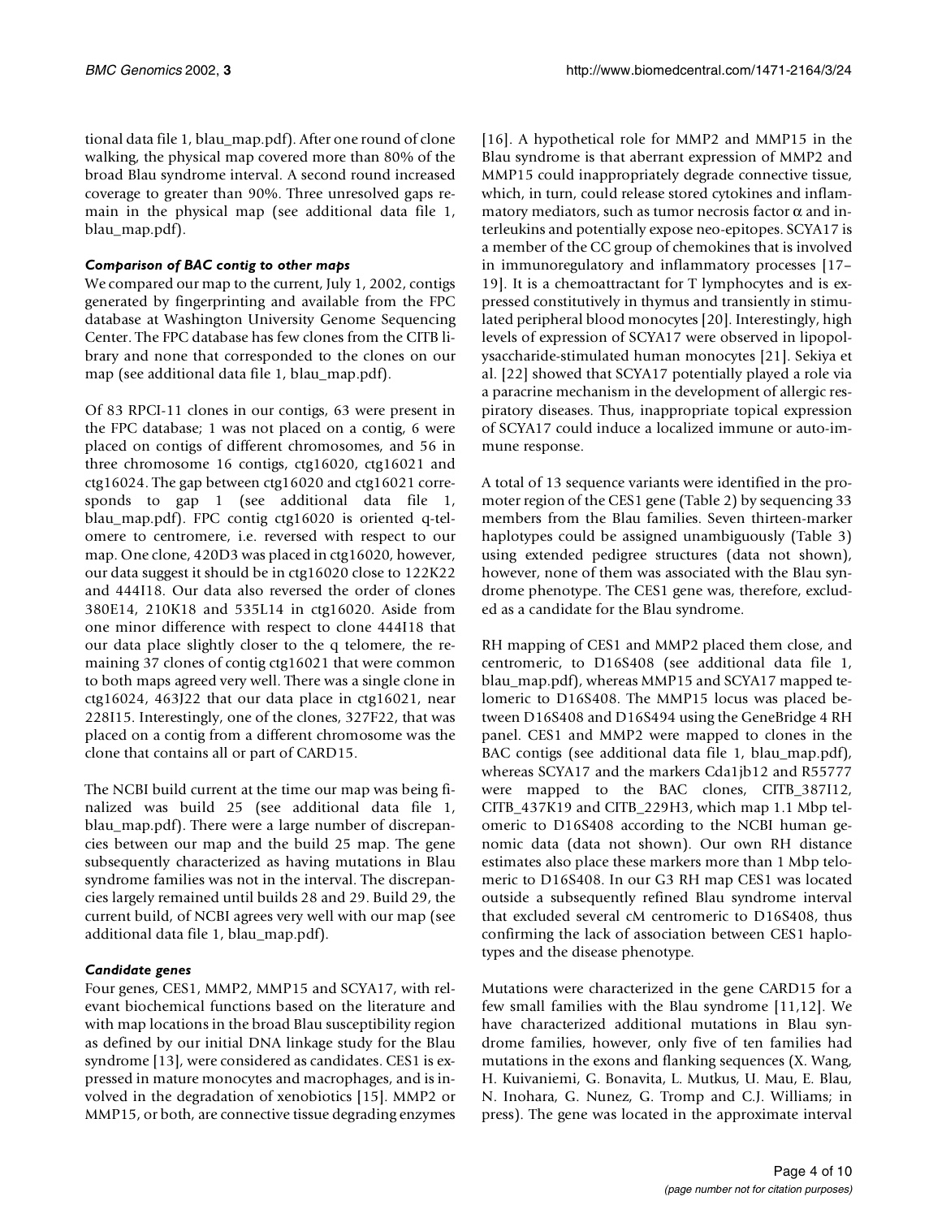tional data file 1, blau_map.pdf). After one round of clone walking, the physical map covered more than 80% of the broad Blau syndrome interval. A second round increased coverage to greater than 90%. Three unresolved gaps remain in the physical map (see additional data file 1, blau_map.pdf).

### *Comparison of BAC contig to other maps*

We compared our map to the current, July 1, 2002, contigs generated by fingerprinting and available from the FPC database at Washington University Genome Sequencing Center. The FPC database has few clones from the CITB library and none that corresponded to the clones on our map (see additional data file 1, blau_map.pdf).

Of 83 RPCI-11 clones in our contigs, 63 were present in the FPC database; 1 was not placed on a contig, 6 were placed on contigs of different chromosomes, and 56 in three chromosome 16 contigs, ctg16020, ctg16021 and ctg16024. The gap between ctg16020 and ctg16021 corresponds to gap 1 (see additional data file 1, blau_map.pdf). FPC contig ctg16020 is oriented q-telomere to centromere, i.e. reversed with respect to our map. One clone, 420D3 was placed in ctg16020, however, our data suggest it should be in ctg16020 close to 122K22 and 444I18. Our data also reversed the order of clones 380E14, 210K18 and 535L14 in ctg16020. Aside from one minor difference with respect to clone 444I18 that our data place slightly closer to the q telomere, the remaining 37 clones of contig ctg16021 that were common to both maps agreed very well. There was a single clone in ctg16024, 463J22 that our data place in ctg16021, near 228I15. Interestingly, one of the clones, 327F22, that was placed on a contig from a different chromosome was the clone that contains all or part of CARD15.

The NCBI build current at the time our map was being finalized was build 25 (see additional data file 1, blau_map.pdf). There were a large number of discrepancies between our map and the build 25 map. The gene subsequently characterized as having mutations in Blau syndrome families was not in the interval. The discrepancies largely remained until builds 28 and 29. Build 29, the current build, of NCBI agrees very well with our map (see additional data file 1, blau_map.pdf).

### *Candidate genes*

Four genes, CES1, MMP2, MMP15 and SCYA17, with relevant biochemical functions based on the literature and with map locations in the broad Blau susceptibility region as defined by our initial DNA linkage study for the Blau syndrome [13], were considered as candidates. CES1 is expressed in mature monocytes and macrophages, and is involved in the degradation of xenobiotics [15]. MMP2 or MMP15, or both, are connective tissue degrading enzymes [16]. A hypothetical role for MMP2 and MMP15 in the Blau syndrome is that aberrant expression of MMP2 and MMP15 could inappropriately degrade connective tissue, which, in turn, could release stored cytokines and inflammatory mediators, such as tumor necrosis factor α and interleukins and potentially expose neo-epitopes. SCYA17 is a member of the CC group of chemokines that is involved in immunoregulatory and inflammatory processes [17–19]. It is a chemoattractant for T lymphocytes and is expressed constitutively in thymus and transiently in stimulated peripheral blood monocytes [20]. Interestingly, high levels of expression of SCYA17 were observed in lipopolysaccharide-stimulated human monocytes [21]. Sekiya et al. [22] showed that SCYA17 potentially played a role via a paracrine mechanism in the development of allergic respiratory diseases. Thus, inappropriate topical expression of SCYA17 could induce a localized immune or auto-immune response.

A total of 13 sequence variants were identified in the promoter region of the CES1 gene (Table 2) by sequencing 33 members from the Blau families. Seven thirteen-marker haplotypes could be assigned unambiguously (Table 3) using extended pedigree structures (data not shown), however, none of them was associated with the Blau syndrome phenotype. The CES1 gene was, therefore, excluded as a candidate for the Blau syndrome.

RH mapping of CES1 and MMP2 placed them close, and centromeric, to D16S408 (see additional data file 1, blau_map.pdf), whereas MMP15 and SCYA17 mapped telomeric to D16S408. The MMP15 locus was placed between D16S408 and D16S494 using the GeneBridge 4 RH panel. CES1 and MMP2 were mapped to clones in the BAC contigs (see additional data file 1, blau_map.pdf), whereas SCYA17 and the markers Cda1jb12 and R55777 were mapped to the BAC clones, CITB_387I12, CITB_437K19 and CITB_229H3, which map 1.1 Mbp telomeric to D16S408 according to the NCBI human genomic data (data not shown). Our own RH distance estimates also place these markers more than 1 Mbp telomeric to D16S408. In our G3 RH map CES1 was located outside a subsequently refined Blau syndrome interval that excluded several cM centromeric to D16S408, thus confirming the lack of association between CES1 haplotypes and the disease phenotype.

Mutations were characterized in the gene CARD15 for a few small families with the Blau syndrome [11,12]. We have characterized additional mutations in Blau syndrome families, however, only five of ten families had mutations in the exons and flanking sequences (X. Wang, H. Kuivaniemi, G. Bonavita, L. Mutkus, U. Mau, E. Blau, N. Inohara, G. Nunez, G. Tromp and C.J. Williams; in press). The gene was located in the approximate interval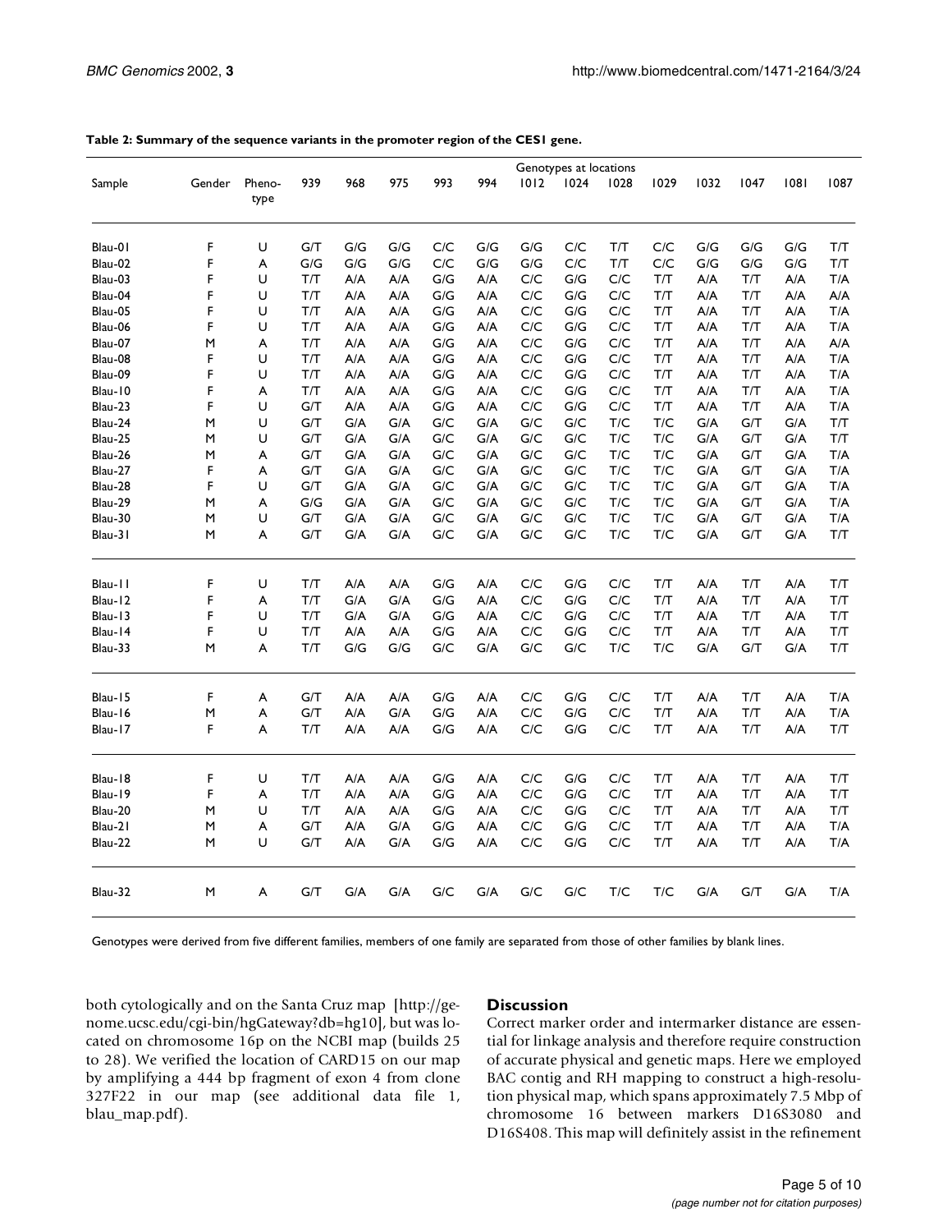**Table 2: Summary of the sequence variants in the promoter region of the CES1 gene.**

| Sample | Gender | Pheno-type | Genotypes at locations | | | | | | | | | | | | |
|---|---|---|---|---|---|---|---|---|---|---|---|---|---|---|---|
| | | | 939 | 968 | 975 | 993 | 994 | 1012 | 1024 | 1028 | 1029 | 1032 | 1047 | 1081 | 1087 |
| Blau-01 | F | U | G/T | G/G | G/G | C/C | G/G | G/G | C/C | T/T | C/C | G/G | G/G | G/G | T/T |
| Blau-02 | F | A | G/G | G/G | G/G | C/C | G/G | G/G | C/C | T/T | C/C | G/G | G/G | G/G | T/T |
| Blau-03 | F | U | T/T | A/A | A/A | G/G | A/A | C/C | G/G | C/C | T/T | A/A | T/T | A/A | T/A |
| Blau-04 | F | U | T/T | A/A | A/A | G/G | A/A | C/C | G/G | C/C | T/T | A/A | T/T | A/A | A/A |
| Blau-05 | F | U | T/T | A/A | A/A | G/G | A/A | C/C | G/G | C/C | T/T | A/A | T/T | A/A | T/A |
| Blau-06 | F | U | T/T | A/A | A/A | G/G | A/A | C/C | G/G | C/C | T/T | A/A | T/T | A/A | T/A |
| Blau-07 | M | A | T/T | A/A | A/A | G/G | A/A | C/C | G/G | C/C | T/T | A/A | T/T | A/A | A/A |
| Blau-08 | F | U | T/T | A/A | A/A | G/G | A/A | C/C | G/G | C/C | T/T | A/A | T/T | A/A | T/A |
| Blau-09 | F | U | T/T | A/A | A/A | G/G | A/A | C/C | G/G | C/C | T/T | A/A | T/T | A/A | T/A |
| Blau-10 | F | A | T/T | A/A | A/A | G/G | A/A | C/C | G/G | C/C | T/T | A/A | T/T | A/A | T/A |
| Blau-23 | F | U | G/T | A/A | A/A | G/G | A/A | C/C | G/G | C/C | T/T | A/A | T/T | A/A | T/A |
| Blau-24 | M | U | G/T | G/A | G/A | G/C | G/A | G/C | G/C | T/C | T/C | G/A | G/T | G/A | T/T |
| Blau-25 | M | U | G/T | G/A | G/A | G/C | G/A | G/C | G/C | T/C | T/C | G/A | G/T | G/A | T/T |
| Blau-26 | M | A | G/T | G/A | G/A | G/C | G/A | G/C | G/C | T/C | T/C | G/A | G/T | G/A | T/A |
| Blau-27 | F | A | G/T | G/A | G/A | G/C | G/A | G/C | G/C | T/C | T/C | G/A | G/T | G/A | T/A |
| Blau-28 | F | U | G/T | G/A | G/A | G/C | G/A | G/C | G/C | T/C | T/C | G/A | G/T | G/A | T/A |
| Blau-29 | M | A | G/G | G/A | G/A | G/C | G/A | G/C | G/C | T/C | T/C | G/A | G/T | G/A | T/A |
| Blau-30 | M | U | G/T | G/A | G/A | G/C | G/A | G/C | G/C | T/C | T/C | G/A | G/T | G/A | T/A |
| Blau-31 | M | A | G/T | G/A | G/A | G/C | G/A | G/C | G/C | T/C | T/C | G/A | G/T | G/A | T/T |
| | | | | | | | | | | | | | | | |
| Blau-11 | F | U | T/T | A/A | A/A | G/G | A/A | C/C | G/G | C/C | T/T | A/A | T/T | A/A | T/T |
| Blau-12 | F | A | T/T | G/A | G/A | G/G | A/A | C/C | G/G | C/C | T/T | A/A | T/T | A/A | T/T |
| Blau-13 | F | U | T/T | G/A | G/A | G/G | A/A | C/C | G/G | C/C | T/T | A/A | T/T | A/A | T/T |
| Blau-14 | F | U | T/T | A/A | A/A | G/G | A/A | C/C | G/G | C/C | T/T | A/A | T/T | A/A | T/T |
| Blau-33 | M | A | T/T | G/G | G/G | G/C | G/A | G/C | G/C | T/C | T/C | G/A | G/T | G/A | T/T |
| | | | | | | | | | | | | | | | |
| Blau-15 | F | A | G/T | A/A | A/A | G/G | A/A | C/C | G/G | C/C | T/T | A/A | T/T | A/A | T/A |
| Blau-16 | M | A | G/T | A/A | G/A | G/G | A/A | C/C | G/G | C/C | T/T | A/A | T/T | A/A | T/A |
| Blau-17 | F | A | T/T | A/A | A/A | G/G | A/A | C/C | G/G | C/C | T/T | A/A | T/T | A/A | T/T |
| | | | | | | | | | | | | | | | |
| Blau-18 | F | U | T/T | A/A | A/A | G/G | A/A | C/C | G/G | C/C | T/T | A/A | T/T | A/A | T/T |
| Blau-19 | F | A | T/T | A/A | A/A | G/G | A/A | C/C | G/G | C/C | T/T | A/A | T/T | A/A | T/T |
| Blau-20 | M | U | T/T | A/A | A/A | G/G | A/A | C/C | G/G | C/C | T/T | A/A | T/T | A/A | T/T |
| Blau-21 | M | A | G/T | A/A | G/A | G/G | A/A | C/C | G/G | C/C | T/T | A/A | T/T | A/A | T/A |
| Blau-22 | M | U | G/T | A/A | G/A | G/G | A/A | C/C | G/G | C/C | T/T | A/A | T/T | A/A | T/A |
| | | | | | | | | | | | | | | | |
| Blau-32 | M | A | G/T | G/A | G/A | G/C | G/A | G/C | G/C | T/C | T/C | G/A | G/T | G/A | T/A |

Genotypes were derived from five different families, members of one family are separated from those of other families by blank lines.

both cytologically and on the Santa Cruz map [http://genome.ucsc.edu/cgi-bin/hgGateway?db=hg10], but was located on chromosome 16p on the NCBI map (builds 25 to 28). We verified the location of CARD15 on our map by amplifying a 444 bp fragment of exon 4 from clone 327F22 in our map (see additional data file 1, blau_map.pdf).

## Discussion

Correct marker order and intermarker distance are essential for linkage analysis and therefore require construction of accurate physical and genetic maps. Here we employed BAC contig and RH mapping to construct a high-resolution physical map, which spans approximately 7.5 Mbp of chromosome 16 between markers D16S3080 and D16S408. This map will definitely assist in the refinement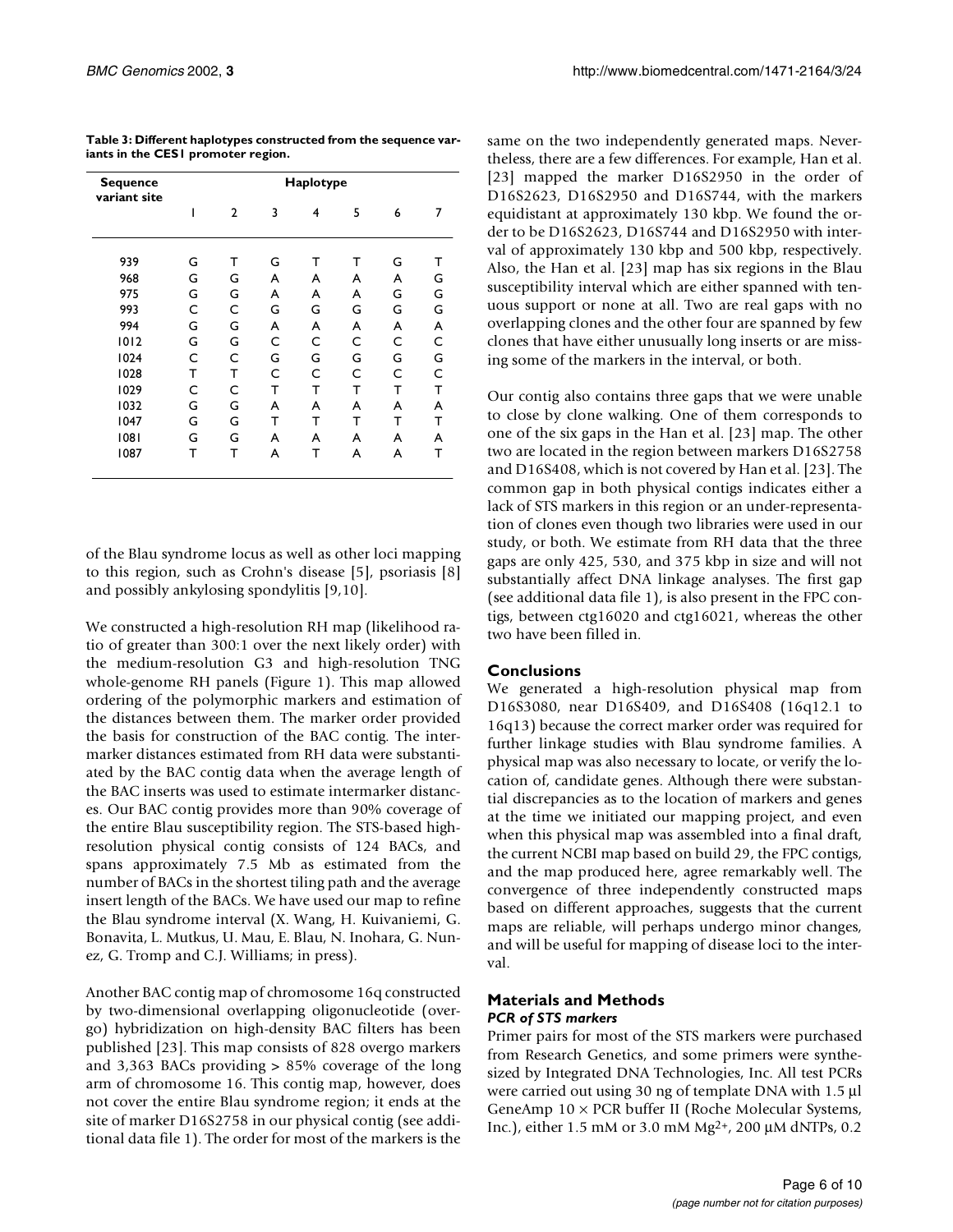**Table 3: Different haplotypes constructed from the sequence variants in the CES1 promoter region.**

| Sequence variant site | Haplotype | | | | | | |
|---|---|---|---|---|---|---|---|
| | 1 | 2 | 3 | 4 | 5 | 6 | 7 |
| 939 | G | T | G | T | T | G | T |
| 968 | G | G | A | A | A | A | G |
| 975 | G | G | A | A | A | G | G |
| 993 | C | C | G | G | G | G | G |
| 994 | G | G | A | A | A | A | A |
| 1012 | G | G | C | C | C | C | C |
| 1024 | C | C | G | G | G | G | G |
| 1028 | T | T | C | C | C | C | C |
| 1029 | C | C | T | T | T | T | T |
| 1032 | G | G | A | A | A | A | A |
| 1047 | G | G | T | T | T | T | T |
| 1081 | G | G | A | A | A | A | A |
| 1087 | T | T | A | T | A | A | T |

of the Blau syndrome locus as well as other loci mapping to this region, such as Crohn's disease [5], psoriasis [8] and possibly ankylosing spondylitis [9,10].

We constructed a high-resolution RH map (likelihood ratio of greater than 300:1 over the next likely order) with the medium-resolution G3 and high-resolution TNG whole-genome RH panels (Figure 1). This map allowed ordering of the polymorphic markers and estimation of the distances between them. The marker order provided the basis for construction of the BAC contig. The intermarker distances estimated from RH data were substantiated by the BAC contig data when the average length of the BAC inserts was used to estimate intermarker distances. Our BAC contig provides more than 90% coverage of the entire Blau susceptibility region. The STS-based high-resolution physical contig consists of 124 BACs, and spans approximately 7.5 Mb as estimated from the number of BACs in the shortest tiling path and the average insert length of the BACs. We have used our map to refine the Blau syndrome interval (X. Wang, H. Kuivaniemi, G. Bonavita, L. Mutkus, U. Mau, E. Blau, N. Inohara, G. Nunez, G. Tromp and C.J. Williams; in press).

Another BAC contig map of chromosome 16q constructed by two-dimensional overlapping oligonucleotide (overgo) hybridization on high-density BAC filters has been published [23]. This map consists of 828 overgo markers and 3,363 BACs providing > 85% coverage of the long arm of chromosome 16. This contig map, however, does not cover the entire Blau syndrome region; it ends at the site of marker D16S2758 in our physical contig (see additional data file 1). The order for most of the markers is the same on the two independently generated maps. Nevertheless, there are a few differences. For example, Han et al. [23] mapped the marker D16S2950 in the order of D16S2623, D16S2950 and D16S744, with the markers equidistant at approximately 130 kbp. We found the order to be D16S2623, D16S744 and D16S2950 with interval of approximately 130 kbp and 500 kbp, respectively. Also, the Han et al. [23] map has six regions in the Blau susceptibility interval which are either spanned with tenuous support or none at all. Two are real gaps with no overlapping clones and the other four are spanned by few clones that have either unusually long inserts or are missing some of the markers in the interval, or both.

Our contig also contains three gaps that we were unable to close by clone walking. One of them corresponds to one of the six gaps in the Han et al. [23] map. The other two are located in the region between markers D16S2758 and D16S408, which is not covered by Han et al. [23]. The common gap in both physical contigs indicates either a lack of STS markers in this region or an under-representation of clones even though two libraries were used in our study, or both. We estimate from RH data that the three gaps are only 425, 530, and 375 kbp in size and will not substantially affect DNA linkage analyses. The first gap (see additional data file 1), is also present in the FPC contigs, between ctg16020 and ctg16021, whereas the other two have been filled in.

## Conclusions

We generated a high-resolution physical map from D16S3080, near D16S409, and D16S408 (16q12.1 to 16q13) because the correct marker order was required for further linkage studies with Blau syndrome families. A physical map was also necessary to locate, or verify the location of, candidate genes. Although there were substantial discrepancies as to the location of markers and genes at the time we initiated our mapping project, and even when this physical map was assembled into a final draft, the current NCBI map based on build 29, the FPC contigs, and the map produced here, agree remarkably well. The convergence of three independently constructed maps based on different approaches, suggests that the current maps are reliable, will perhaps undergo minor changes, and will be useful for mapping of disease loci to the interval.

## Materials and Methods

### *PCR of STS markers*

Primer pairs for most of the STS markers were purchased from Research Genetics, and some primers were synthesized by Integrated DNA Technologies, Inc. All test PCRs were carried out using 30 ng of template DNA with 1.5 µl GeneAmp 10 × PCR buffer II (Roche Molecular Systems, Inc.), either 1.5 mM or 3.0 mM $Mg^{2+}$, 200 µM dNTPs, 0.2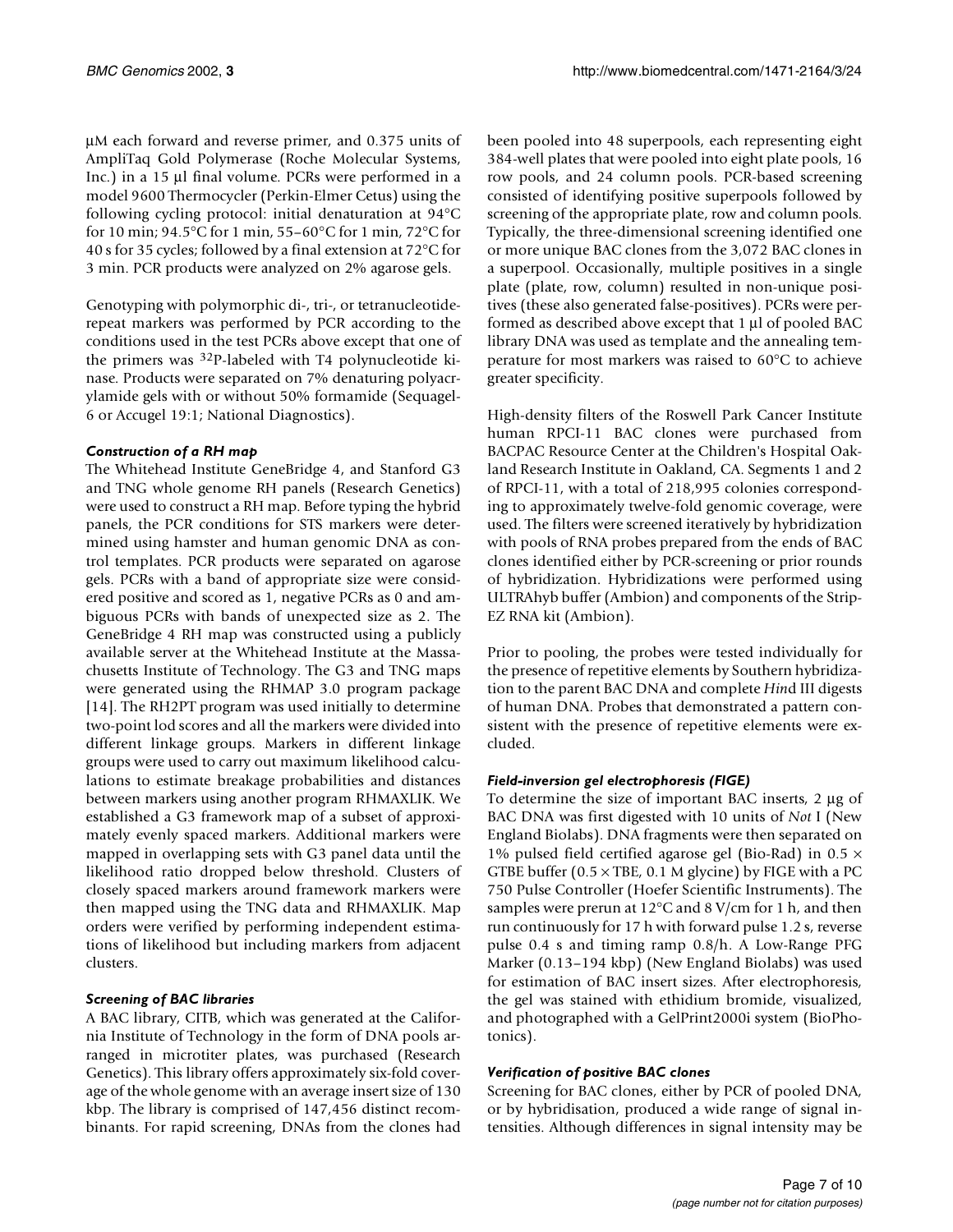μM each forward and reverse primer, and 0.375 units of AmpliTaq Gold Polymerase (Roche Molecular Systems, Inc.) in a 15 μl final volume. PCRs were performed in a model 9600 Thermocycler (Perkin-Elmer Cetus) using the following cycling protocol: initial denaturation at 94°C for 10 min; 94.5°C for 1 min, 55–60°C for 1 min, 72°C for 40 s for 35 cycles; followed by a final extension at 72°C for 3 min. PCR products were analyzed on 2% agarose gels.

Genotyping with polymorphic di-, tri-, or tetranucleotide-repeat markers was performed by PCR according to the conditions used in the test PCRs above except that one of the primers was $^{32}$P-labeled with T4 polynucleotide kinase. Products were separated on 7% denaturing polyacrylamide gels with or without 50% formamide (Sequagel-6 or Accugel 19:1; National Diagnostics).

### *Construction of a RH map*

The Whitehead Institute GeneBridge 4, and Stanford G3 and TNG whole genome RH panels (Research Genetics) were used to construct a RH map. Before typing the hybrid panels, the PCR conditions for STS markers were determined using hamster and human genomic DNA as control templates. PCR products were separated on agarose gels. PCRs with a band of appropriate size were considered positive and scored as 1, negative PCRs as 0 and ambiguous PCRs with bands of unexpected size as 2. The GeneBridge 4 RH map was constructed using a publicly available server at the Whitehead Institute at the Massachusetts Institute of Technology. The G3 and TNG maps were generated using the RHMAP 3.0 program package [14]. The RH2PT program was used initially to determine two-point lod scores and all the markers were divided into different linkage groups. Markers in different linkage groups were used to carry out maximum likelihood calculations to estimate breakage probabilities and distances between markers using another program RHMAXLIK. We established a G3 framework map of a subset of approximately evenly spaced markers. Additional markers were mapped in overlapping sets with G3 panel data until the likelihood ratio dropped below threshold. Clusters of closely spaced markers around framework markers were then mapped using the TNG data and RHMAXLIK. Map orders were verified by performing independent estimations of likelihood but including markers from adjacent clusters.

### *Screening of BAC libraries*

A BAC library, CITB, which was generated at the California Institute of Technology in the form of DNA pools arranged in microtiter plates, was purchased (Research Genetics). This library offers approximately six-fold coverage of the whole genome with an average insert size of 130 kbp. The library is comprised of 147,456 distinct recombinants. For rapid screening, DNAs from the clones had been pooled into 48 superpools, each representing eight 384-well plates that were pooled into eight plate pools, 16 row pools, and 24 column pools. PCR-based screening consisted of identifying positive superpools followed by screening of the appropriate plate, row and column pools. Typically, the three-dimensional screening identified one or more unique BAC clones from the 3,072 BAC clones in a superpool. Occasionally, multiple positives in a single plate (plate, row, column) resulted in non-unique positives (these also generated false-positives). PCRs were performed as described above except that 1 μl of pooled BAC library DNA was used as template and the annealing temperature for most markers was raised to 60°C to achieve greater specificity.

High-density filters of the Roswell Park Cancer Institute human RPCI-11 BAC clones were purchased from BACPAC Resource Center at the Children's Hospital Oakland Research Institute in Oakland, CA. Segments 1 and 2 of RPCI-11, with a total of 218,995 colonies corresponding to approximately twelve-fold genomic coverage, were used. The filters were screened iteratively by hybridization with pools of RNA probes prepared from the ends of BAC clones identified either by PCR-screening or prior rounds of hybridization. Hybridizations were performed using ULTRAhyb buffer (Ambion) and components of the Strip-EZ RNA kit (Ambion).

Prior to pooling, the probes were tested individually for the presence of repetitive elements by Southern hybridization to the parent BAC DNA and complete *Hin*d III digests of human DNA. Probes that demonstrated a pattern consistent with the presence of repetitive elements were excluded.

### *Field-inversion gel electrophoresis (FIGE)*

To determine the size of important BAC inserts, 2 μg of BAC DNA was first digested with 10 units of *Not* I (New England Biolabs). DNA fragments were then separated on 1% pulsed field certified agarose gel (Bio-Rad) in 0.5 × GTBE buffer (0.5 × TBE, 0.1 M glycine) by FIGE with a PC 750 Pulse Controller (Hoefer Scientific Instruments). The samples were prerun at 12°C and 8 V/cm for 1 h, and then run continuously for 17 h with forward pulse 1.2 s, reverse pulse 0.4 s and timing ramp 0.8/h. A Low-Range PFG Marker (0.13–194 kbp) (New England Biolabs) was used for estimation of BAC insert sizes. After electrophoresis, the gel was stained with ethidium bromide, visualized, and photographed with a GelPrint2000i system (BioPhotonics).

### *Verification of positive BAC clones*

Screening for BAC clones, either by PCR of pooled DNA, or by hybridisation, produced a wide range of signal intensities. Although differences in signal intensity may be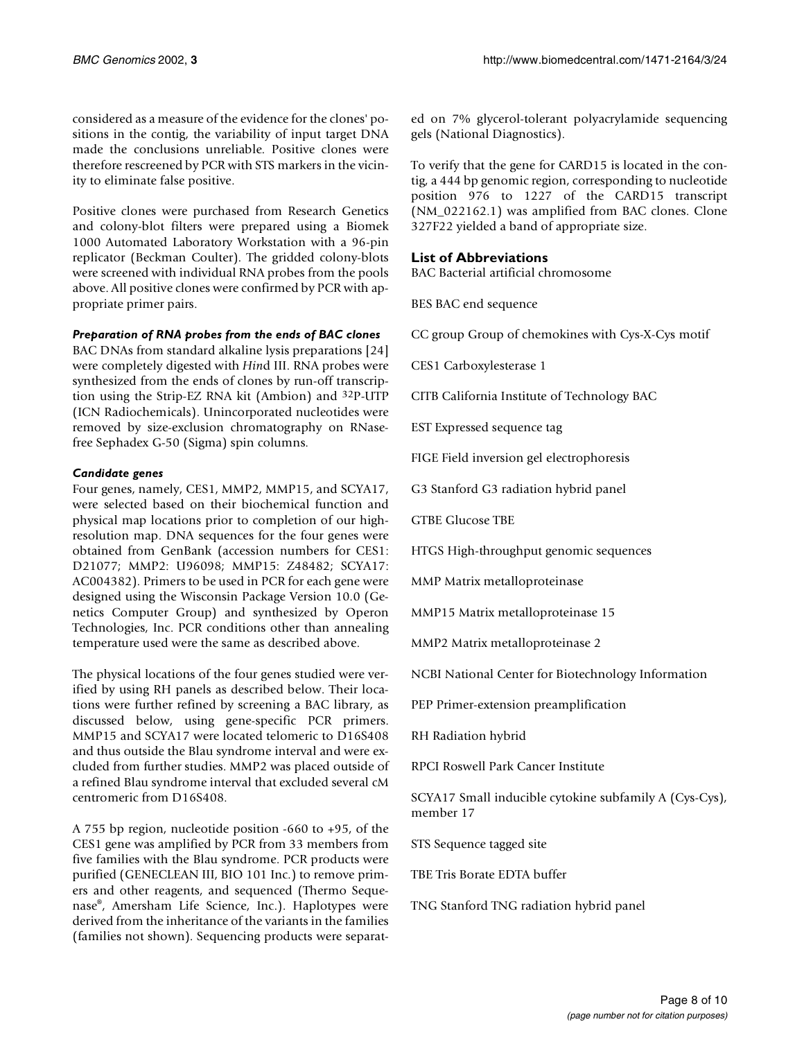considered as a measure of the evidence for the clones' positions in the contig, the variability of input target DNA made the conclusions unreliable. Positive clones were therefore rescreened by PCR with STS markers in the vicinity to eliminate false positive.

Positive clones were purchased from Research Genetics and colony-blot filters were prepared using a Biomek 1000 Automated Laboratory Workstation with a 96-pin replicator (Beckman Coulter). The gridded colony-blots were screened with individual RNA probes from the pools above. All positive clones were confirmed by PCR with appropriate primer pairs.

### *Preparation of RNA probes from the ends of BAC clones*

BAC DNAs from standard alkaline lysis preparations [24] were completely digested with *Hin*d III. RNA probes were synthesized from the ends of clones by run-off transcription using the Strip-EZ RNA kit (Ambion) and $^{32}$P-UTP (ICN Radiochemicals). Unincorporated nucleotides were removed by size-exclusion chromatography on RNase-free Sephadex G-50 (Sigma) spin columns.

### *Candidate genes*

Four genes, namely, CES1, MMP2, MMP15, and SCYA17, were selected based on their biochemical function and physical map locations prior to completion of our high-resolution map. DNA sequences for the four genes were obtained from GenBank (accession numbers for CES1: D21077; MMP2: U96098; MMP15: Z48482; SCYA17: AC004382). Primers to be used in PCR for each gene were designed using the Wisconsin Package Version 10.0 (Genetics Computer Group) and synthesized by Operon Technologies, Inc. PCR conditions other than annealing temperature used were the same as described above.

The physical locations of the four genes studied were verified by using RH panels as described below. Their locations were further refined by screening a BAC library, as discussed below, using gene-specific PCR primers. MMP15 and SCYA17 were located telomeric to D16S408 and thus outside the Blau syndrome interval and were excluded from further studies. MMP2 was placed outside of a refined Blau syndrome interval that excluded several cM centromeric from D16S408.

A 755 bp region, nucleotide position -660 to +95, of the CES1 gene was amplified by PCR from 33 members from five families with the Blau syndrome. PCR products were purified (GENECLEAN III, BIO 101 Inc.) to remove primers and other reagents, and sequenced (Thermo Sequenase®, Amersham Life Science, Inc.). Haplotypes were derived from the inheritance of the variants in the families (families not shown). Sequencing products were separated on 7% glycerol-tolerant polyacrylamide sequencing gels (National Diagnostics).

To verify that the gene for CARD15 is located in the contig, a 444 bp genomic region, corresponding to nucleotide position 976 to 1227 of the CARD15 transcript (NM_022162.1) was amplified from BAC clones. Clone 327F22 yielded a band of appropriate size.

## List of Abbreviations

BAC Bacterial artificial chromosome

BES BAC end sequence

CC group Group of chemokines with Cys-X-Cys motif

CES1 Carboxylesterase 1

CITB California Institute of Technology BAC

EST Expressed sequence tag

FIGE Field inversion gel electrophoresis

G3 Stanford G3 radiation hybrid panel

GTBE Glucose TBE

HTGS High-throughput genomic sequences

MMP Matrix metalloproteinase

MMP15 Matrix metalloproteinase 15

MMP2 Matrix metalloproteinase 2

NCBI National Center for Biotechnology Information

PEP Primer-extension preamplification

RH Radiation hybrid

RPCI Roswell Park Cancer Institute

SCYA17 Small inducible cytokine subfamily A (Cys-Cys), member 17

STS Sequence tagged site

TBE Tris Borate EDTA buffer

TNG Stanford TNG radiation hybrid panel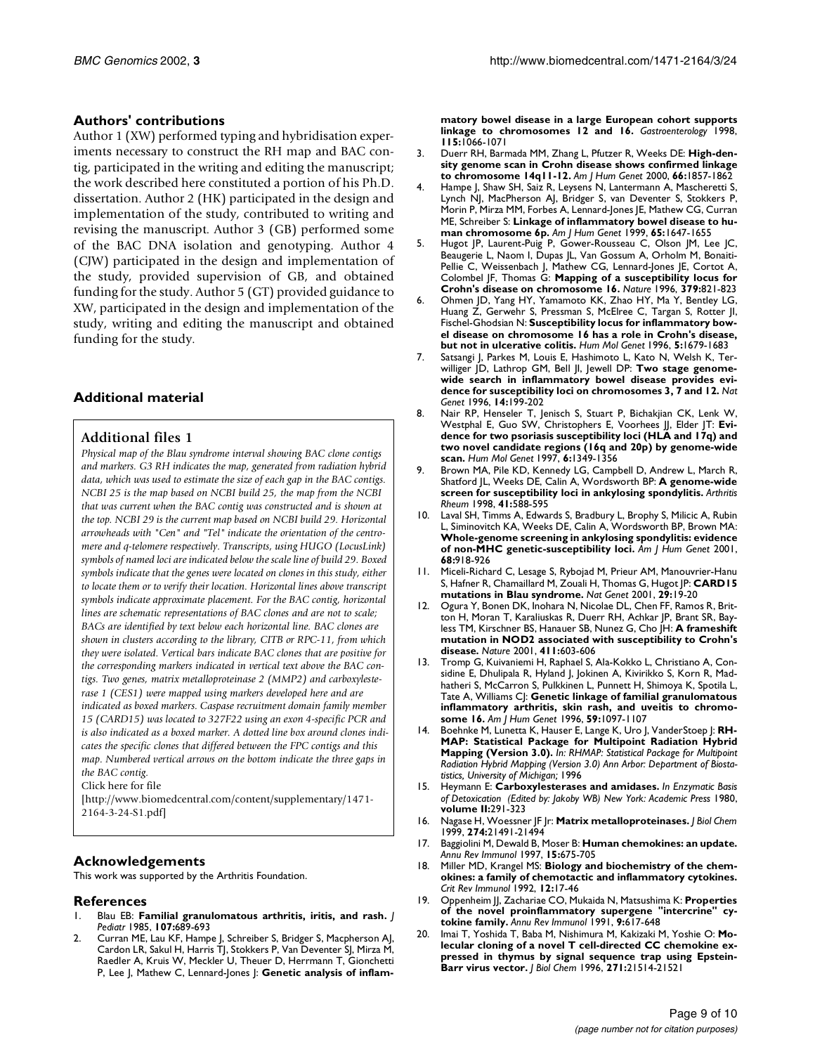## Authors' contributions

Author 1 (XW) performed typing and hybridisation experiments necessary to construct the RH map and BAC contig, participated in the writing and editing the manuscript; the work described here constituted a portion of his Ph.D. dissertation. Author 2 (HK) participated in the design and implementation of the study, contributed to writing and revising the manuscript. Author 3 (GB) performed some of the BAC DNA isolation and genotyping. Author 4 (CJW) participated in the design and implementation of the study, provided supervision of GB, and obtained funding for the study. Author 5 (GT) provided guidance to XW, participated in the design and implementation of the study, writing and editing the manuscript and obtained funding for the study.

## Additional material

### Additional files 1

*Physical map of the Blau syndrome interval showing BAC clone contigs and markers. G3 RH indicates the map, generated from radiation hybrid data, which was used to estimate the size of each gap in the BAC contigs. NCBI 25 is the map based on NCBI build 25, the map from the NCBI that was current when the BAC contig was constructed and is shown at the top. NCBI 29 is the current map based on NCBI build 29. Horizontal arrowheads with "Cen" and "Tel" indicate the orientation of the centromere and q-telomere respectively. Transcripts, using HUGO (LocusLink) symbols of named loci are indicated below the scale line of build 29. Boxed symbols indicate that the genes were located on clones in this study, either to locate them or to verify their location. Horizontal lines above transcript symbols indicate approximate placement. For the BAC contig, horizontal lines are schematic representations of BAC clones and are not to scale; BACs are identified by text below each horizontal line. BAC clones are shown in clusters according to the library, CITB or RPC-11, from which they were isolated. Vertical bars indicate BAC clones that are positive for the corresponding markers indicated in vertical text above the BAC contigs. Two genes, matrix metalloproteinase 2 (MMP2) and carboxylesterase 1 (CES1) were mapped using markers developed here and are indicated as boxed markers. Caspase recruitment domain family member 15 (CARD15) was located to 327F22 using an exon 4-specific PCR and is also indicated as a boxed marker. A dotted line box around clones indicates the specific clones that differed between the FPC contigs and this map. Numbered vertical arrows on the bottom indicate the three gaps in the BAC contig.*

Click here for file

[http://www.biomedcentral.com/content/supplementary/1471-2164-3-24-S1.pdf]

## Acknowledgements

This work was supported by the Arthritis Foundation.

## References

1. Blau EB: **Familial granulomatous arthritis, iritis, and rash.** *J Pediatr* 1985, **107:**689-693
2. Curran ME, Lau KF, Hampe J, Schreiber S, Bridger S, Macpherson AJ, Cardon LR, Sakul H, Harris TJ, Stokkers P, Van Deventer SJ, Mirza M, Raedler A, Kruis W, Meckler U, Theuer D, Herrmann T, Gionchetti P, Lee J, Mathew C, Lennard-Jones J: **Genetic analysis of inflammatory bowel disease in a large European cohort supports linkage to chromosomes 12 and 16.** *Gastroenterology* 1998, **115:**1066-1071
3. Duerr RH, Barmada MM, Zhang L, Pfutzer R, Weeks DE: **High-density genome scan in Crohn disease shows confirmed linkage to chromosome 14q11-12.** *Am J Hum Genet* 2000, **66:**1857-1862
4. Hampe J, Shaw SH, Saiz R, Leysens N, Lantermann A, Mascheretti S, Lynch NJ, MacPherson AJ, Bridger S, van Deventer S, Stokkers P, Morin P, Mirza MM, Forbes A, Lennard-Jones JE, Mathew CG, Curran ME, Schreiber S: **Linkage of inflammatory bowel disease to human chromosome 6p.** *Am J Hum Genet* 1999, **65:**1647-1655
5. Hugot JP, Laurent-Puig P, Gower-Rousseau C, Olson JM, Lee JC, Beaugerie L, Naom I, Dupas JL, Van Gossum A, Orholm M, Bonaiti-Pellie C, Weissenbach J, Mathew CG, Lennard-Jones JE, Cortot A, Colombel JF, Thomas G: **Mapping of a susceptibility locus for Crohn's disease on chromosome 16.** *Nature* 1996, **379:**821-823
6. Ohmen JD, Yang HY, Yamamoto KK, Zhao HY, Ma Y, Bentley LG, Huang Z, Gerwehr S, Pressman S, McElree C, Targan S, Rotter JI, Fischel-Ghodsian N: **Susceptibility locus for inflammatory bowel disease on chromosome 16 has a role in Crohn's disease, but not in ulcerative colitis.** *Hum Mol Genet* 1996, **5:**1679-1683
7. Satsangi J, Parkes M, Louis E, Hashimoto L, Kato N, Welsh K, Terwilliger JD, Lathrop GM, Bell JI, Jewell DP: **Two stage genome-wide search in inflammatory bowel disease provides evidence for susceptibility loci on chromosomes 3, 7 and 12.** *Nat Genet* 1996, **14:**199-202
8. Nair RP, Henseler T, Jenisch S, Stuart P, Bichakjian CK, Lenk W, Westphal E, Guo SW, Christophers E, Voorhees JJ, Elder JT: **Evidence for two psoriasis susceptibility loci (HLA and 17q) and two novel candidate regions (16q and 20p) by genome-wide scan.** *Hum Mol Genet* 1997, **6:**1349-1356
9. Brown MA, Pile KD, Kennedy LG, Campbell D, Andrew L, March R, Shatford JL, Weeks DE, Calin A, Wordsworth BP: **A genome-wide screen for susceptibility loci in ankylosing spondylitis.** *Arthritis Rheum* 1998, **41:**588-595
10. Laval SH, Timms A, Edwards S, Bradbury L, Brophy S, Milicic A, Rubin L, Siminovitch KA, Weeks DE, Calin A, Wordsworth BP, Brown MA: **Whole-genome screening in ankylosing spondylitis: evidence of non-MHC genetic-susceptibility loci.** *Am J Hum Genet* 2001, **68:**918-926
11. Miceli-Richard C, Lesage S, Rybojad M, Prieur AM, Manouvrier-Hanu S, Hafner R, Chamaillard M, Zouali H, Thomas G, Hugot JP: **CARD15 mutations in Blau syndrome.** *Nat Genet* 2001, **29:**19-20
12. Ogura Y, Bonen DK, Inohara N, Nicolae DL, Chen FF, Ramos R, Britton H, Moran T, Karaliuskas R, Duerr RH, Achkar JP, Brant SR, Bayless TM, Kirschner BS, Hanauer SB, Nunez G, Cho JH: **A frameshift mutation in NOD2 associated with susceptibility to Crohn's disease.** *Nature* 2001, **411:**603-606
13. Tromp G, Kuivaniemi H, Raphael S, Ala-Kokko L, Christiano A, Considine E, Dhulipala R, Hyland J, Jokinen A, Kivirikko S, Korn R, Madhatheri S, McCarron S, Pulkkinen L, Punnett H, Shimoya K, Spotila L, Tate A, Williams CJ: **Genetic linkage of familial granulomatous inflammatory arthritis, skin rash, and uveitis to chromosome 16.** *Am J Hum Genet* 1996, **59:**1097-1107
14. Boehnke M, Lunetta K, Hauser E, Lange K, Uro J, VanderStoep J: **RH-MAP: Statistical Package for Multipoint Radiation Hybrid Mapping (Version 3.0).** *In: RHMAP: Statistical Package for Multipoint Radiation Hybrid Mapping (Version 3.0) Ann Arbor: Department of Biostatistics, University of Michigan;* 1996
15. Heymann E: **Carboxylesterases and amidases.** *In Enzymatic Basis of Detoxication (Edited by: Jakoby WB) New York: Academic Press* 1980, **volume II:**291-323
16. Nagase H, Woessner JF Jr: **Matrix metalloproteinases.** *J Biol Chem* 1999, **274:**21491-21494
17. Baggiolini M, Dewald B, Moser B: **Human chemokines: an update.** *Annu Rev Immunol* 1997, **15:**675-705
18. Miller MD, Krangel MS: **Biology and biochemistry of the chemokines: a family of chemotactic and inflammatory cytokines.** *Crit Rev Immunol* 1992, **12:**17-46
19. Oppenheim JJ, Zachariae CO, Mukaida N, Matsushima K: **Properties of the novel proinflammatory supergene "intercrine" cytokine family.** *Annu Rev Immunol* 1991, **9:**617-648
20. Imai T, Yoshida T, Baba M, Nishimura M, Kakizaki M, Yoshie O: **Molecular cloning of a novel T cell-directed CC chemokine expressed in thymus by signal sequence trap using Epstein-Barr virus vector.** *J Biol Chem* 1996, **271:**21514-21521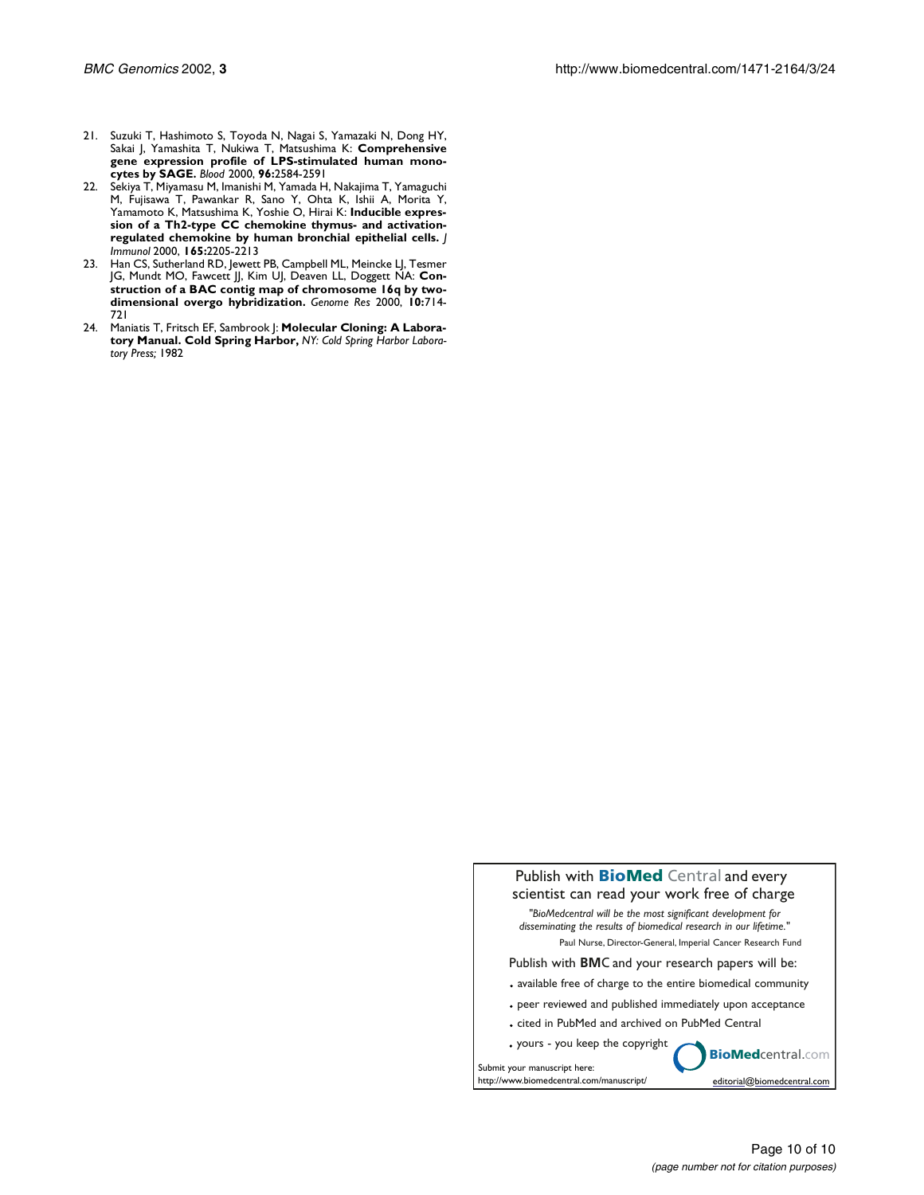21. Suzuki T, Hashimoto S, Toyoda N, Nagai S, Yamazaki N, Dong HY, Sakai J, Yamashita T, Nukiwa T, Matsushima K: **Comprehensive gene expression profile of LPS-stimulated human monocytes by SAGE.** *Blood* 2000, **96:**2584-2591
22. Sekiya T, Miyamasu M, Imanishi M, Yamada H, Nakajima T, Yamaguchi M, Fujisawa T, Pawankar R, Sano Y, Ohta K, Ishii A, Morita Y, Yamamoto K, Matsushima K, Yoshie O, Hirai K: **Inducible expression of a Th2-type CC chemokine thymus- and activation-regulated chemokine by human bronchial epithelial cells.** *J Immunol* 2000, **165:**2205-2213
23. Han CS, Sutherland RD, Jewett PB, Campbell ML, Meincke LJ, Tesmer JG, Mundt MO, Fawcett JJ, Kim UJ, Deaven LL, Doggett NA: **Construction of a BAC contig map of chromosome 16q by two-dimensional overgo hybridization.** *Genome Res* 2000, **10:**714-721
24. Maniatis T, Fritsch EF, Sambrook J: **Molecular Cloning: A Laboratory Manual. Cold Spring Harbor,** *NY: Cold Spring Harbor Laboratory Press;* 1982

Publish with **BioMed** Central and every scientist can read your work free of charge

*"BioMedcentral will be the most significant development for disseminating the results of biomedical research in our lifetime."*

Paul Nurse, Director-General, Imperial Cancer Research Fund

Publish with **BMC** and your research papers will be:

- available free of charge to the entire biomedical community
- peer reviewed and published immediately upon acceptance
- cited in PubMed and archived on PubMed Central
- yours - you keep the copyright

**BioMed**central.com

Submit your manuscript here:
http://www.biomedcentral.com/manuscript/

editorial@biomedcentral.com